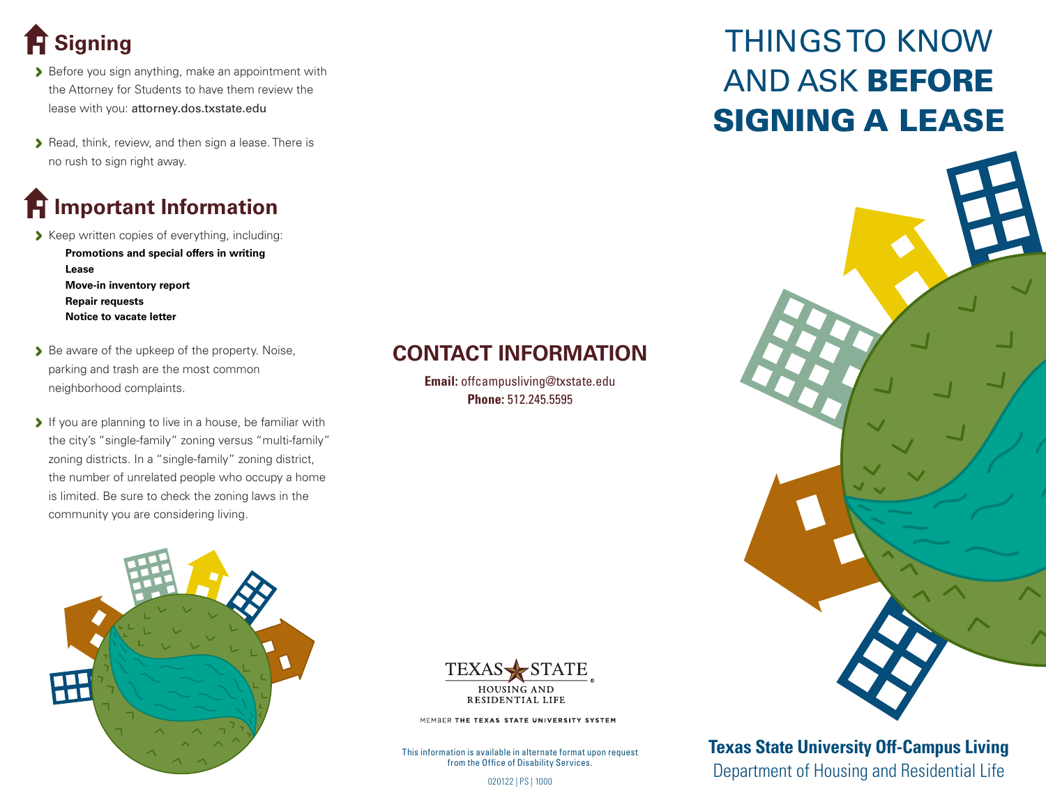## Signing

- Before you sign anything, make an appointment with the Attorney for Students to have them review the lease with you: attorney.dos.txstate.edu
- Read, think, review, and then sign a lease. There is no rush to sign right away.

## Important Information

- Keep written copies of everything, including:
  - **Promotions and special offers in writing**
  - **Lease**
  - **Move-in inventory report**
  - **Repair requests**
  - **Notice to vacate letter**
- Be aware of the upkeep of the property. Noise, parking and trash are the most common neighborhood complaints.
- If you are planning to live in a house, be familiar with the city's "single-family" zoning versus "multi-family" zoning districts. In a "single-family" zoning district, the number of unrelated people who occupy a home is limited. Be sure to check the zoning laws in the community you are considering living.

## CONTACT INFORMATION

**Email:** offcampusliving@txstate.edu
**Phone:** 512.245.5595

TEXAS STATE
HOUSING AND RESIDENTIAL LIFE

MEMBER THE TEXAS STATE UNIVERSITY SYSTEM

This information is available in alternate format upon request from the Office of Disability Services.

020122 | PS | 1000

# THINGS TO KNOW AND ASK **BEFORE SIGNING A LEASE**

**Texas State University Off-Campus Living**
Department of Housing and Residential Life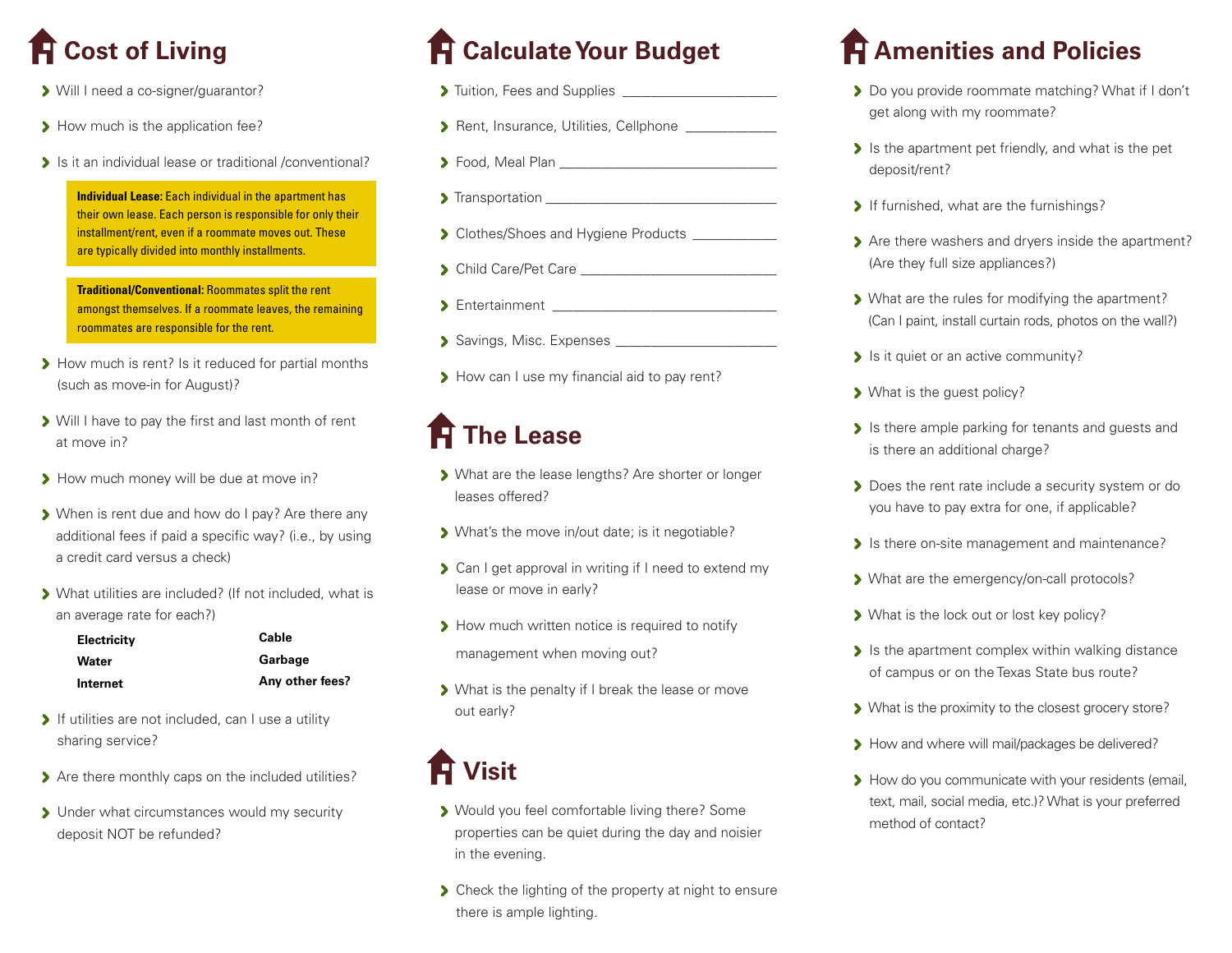## Cost of Living

- Will I need a co-signer/guarantor?
- How much is the application fee?
- Is it an individual lease or traditional /conventional?

> **Individual Lease:** Each individual in the apartment has their own lease. Each person is responsible for only their installment/rent, even if a roommate moves out. These are typically divided into monthly installments.

> **Traditional/Conventional:** Roommates split the rent amongst themselves. If a roommate leaves, the remaining roommates are responsible for the rent.

- How much is rent? Is it reduced for partial months (such as move-in for August)?
- Will I have to pay the first and last month of rent at move in?
- How much money will be due at move in?
- When is rent due and how do I pay? Are there any additional fees if paid a specific way? (i.e., by using a credit card versus a check)
- What utilities are included? (If not included, what is an average rate for each?)

| | |
|---|---|
| **Electricity** | **Cable** |
| **Water** | **Garbage** |
| **Internet** | **Any other fees?** |

- If utilities are not included, can I use a utility sharing service?
- Are there monthly caps on the included utilities?
- Under what circumstances would my security deposit NOT be refunded?

## Calculate Your Budget

- Tuition, Fees and Supplies ____________________
- Rent, Insurance, Utilities, Cellphone ____________
- Food, Meal Plan ____________________________
- Transportation _____________________________
- Clothes/Shoes and Hygiene Products ___________
- Child Care/Pet Care __________________________
- Entertainment ______________________________
- Savings, Misc. Expenses ______________________
- How can I use my financial aid to pay rent?

## The Lease

- What are the lease lengths? Are shorter or longer leases offered?
- What's the move in/out date; is it negotiable?
- Can I get approval in writing if I need to extend my lease or move in early?
- How much written notice is required to notify management when moving out?
- What is the penalty if I break the lease or move out early?

## Visit

- Would you feel comfortable living there? Some properties can be quiet during the day and noisier in the evening.
- Check the lighting of the property at night to ensure there is ample lighting.

## Amenities and Policies

- Do you provide roommate matching? What if I don't get along with my roommate?
- Is the apartment pet friendly, and what is the pet deposit/rent?
- If furnished, what are the furnishings?
- Are there washers and dryers inside the apartment? (Are they full size appliances?)
- What are the rules for modifying the apartment? (Can I paint, install curtain rods, photos on the wall?)
- Is it quiet or an active community?
- What is the guest policy?
- Is there ample parking for tenants and guests and is there an additional charge?
- Does the rent rate include a security system or do you have to pay extra for one, if applicable?
- Is there on-site management and maintenance?
- What are the emergency/on-call protocols?
- What is the lock out or lost key policy?
- Is the apartment complex within walking distance of campus or on the Texas State bus route?
- What is the proximity to the closest grocery store?
- How and where will mail/packages be delivered?
- How do you communicate with your residents (email, text, mail, social media, etc.)? What is your preferred method of contact?